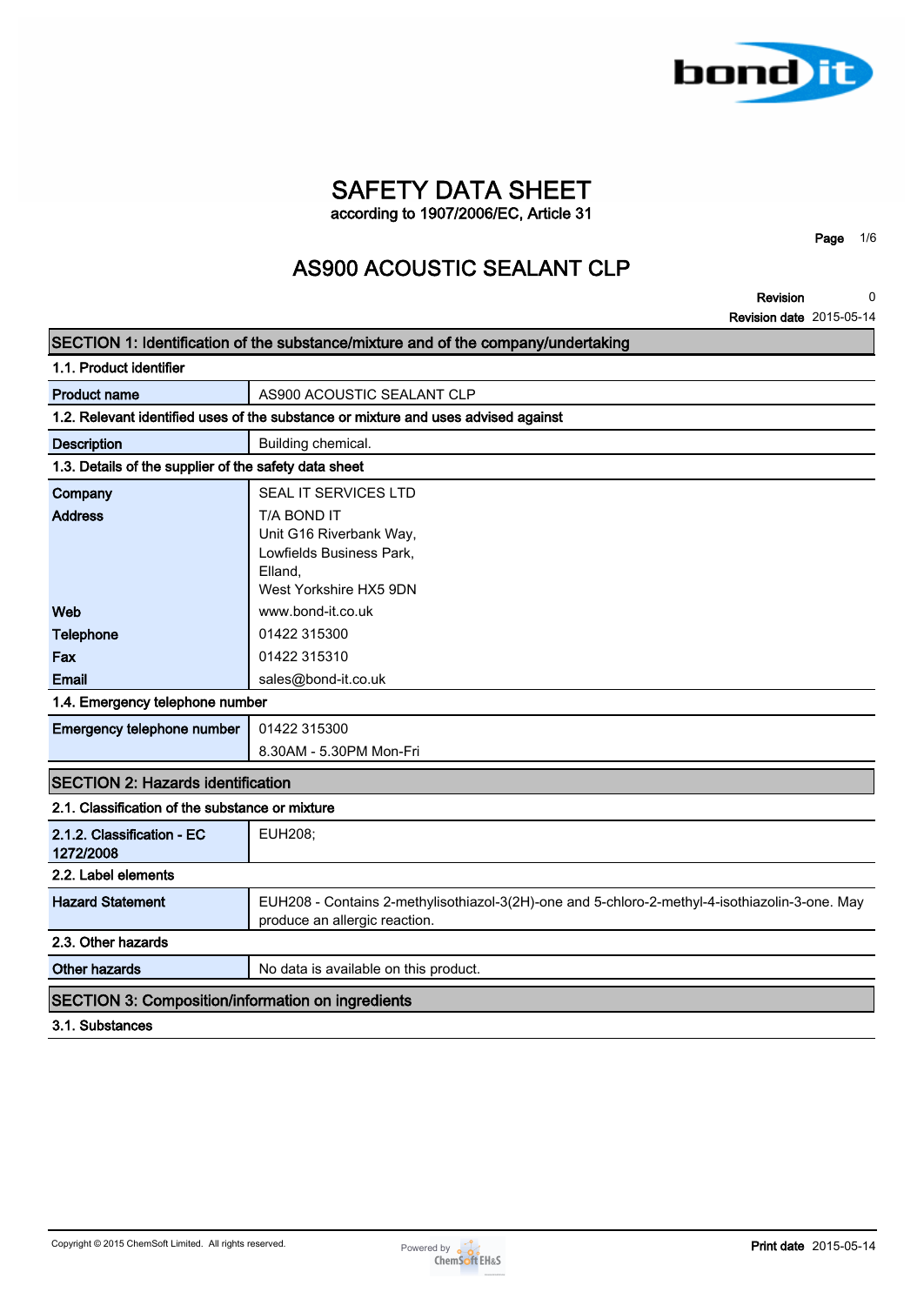# SAFETY DATA SHEET

according to 1907/2006/EC, Article 31

## AS900 ACOUSTIC SEALANT CLP

**Revision** 0
**Revision date** 2015-05-14

## SECTION 1: Identification of the substance/mixture and of the company/undertaking

### 1.1. Product identifier

| | |
|---|---|
| **Product name** | AS900 ACOUSTIC SEALANT CLP |

### 1.2. Relevant identified uses of the substance or mixture and uses advised against

| | |
|---|---|
| **Description** | Building chemical. |

### 1.3. Details of the supplier of the safety data sheet

| | |
|---|---|
| **Company** | SEAL IT SERVICES LTD |
| **Address** | T/A BOND IT<br>Unit G16 Riverbank Way,<br>Lowfields Business Park,<br>Elland,<br>West Yorkshire HX5 9DN |
| **Web** | www.bond-it.co.uk |
| **Telephone** | 01422 315300 |
| **Fax** | 01422 315310 |
| **Email** | sales@bond-it.co.uk |

### 1.4. Emergency telephone number

| | |
|---|---|
| **Emergency telephone number** | 01422 315300<br>8.30AM - 5.30PM Mon-Fri |

## SECTION 2: Hazards identification

### 2.1. Classification of the substance or mixture

| | |
|---|---|
| **2.1.2. Classification - EC 1272/2008** | EUH208; |

### 2.2. Label elements

| | |
|---|---|
| **Hazard Statement** | EUH208 - Contains 2-methylisothiazol-3(2H)-one and 5-chloro-2-methyl-4-isothiazolin-3-one. May produce an allergic reaction. |

### 2.3. Other hazards

| | |
|---|---|
| **Other hazards** | No data is available on this product. |

## SECTION 3: Composition/information on ingredients

### 3.1. Substances

Copyright © 2015 ChemSoft Limited. All rights reserved.

**Print date** 2015-05-14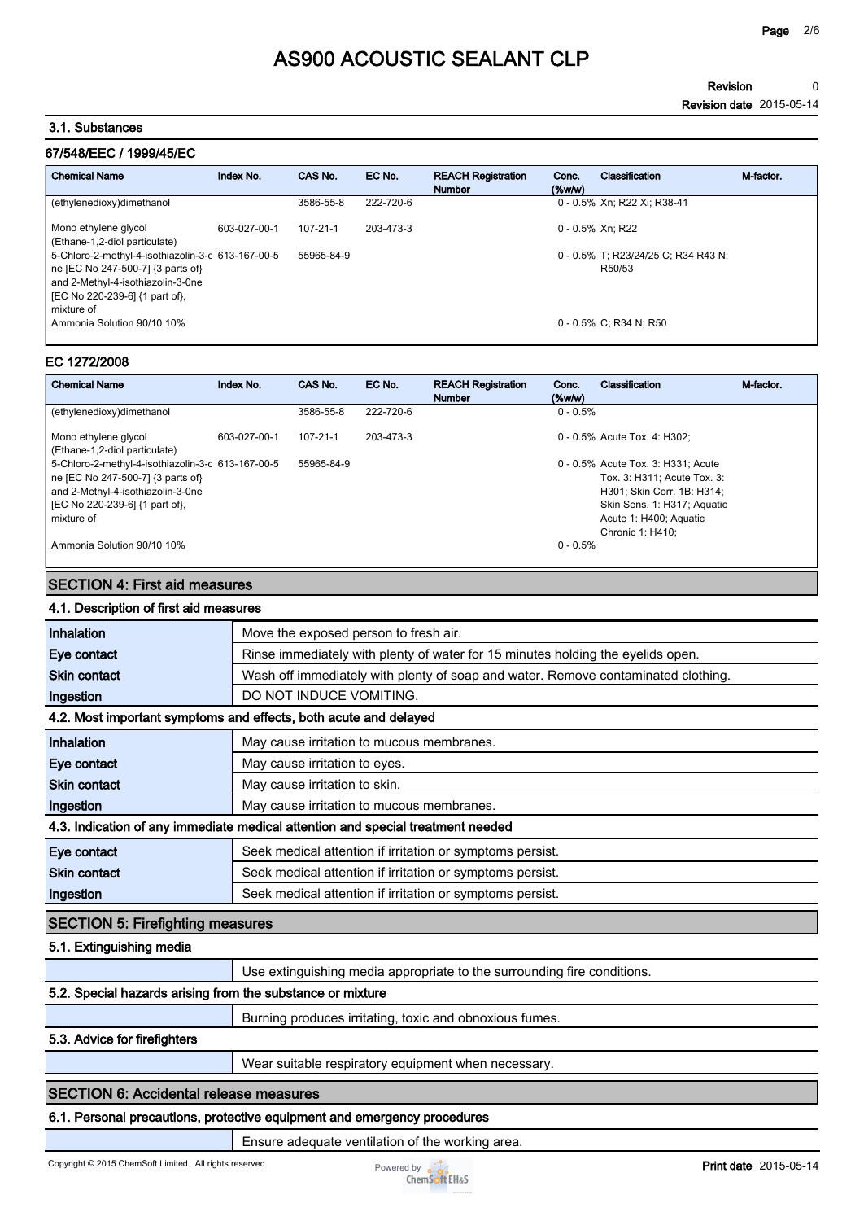# AS900 ACOUSTIC SEALANT CLP

**Revision** 0
**Revision date** 2015-05-14

### 3.1. Substances

#### 67/548/EEC / 1999/45/EC

| Chemical Name | Index No. | CAS No. | EC No. | REACH Registration Number | Conc. (%w/w) | Classification | M-factor. |
|---|---|---|---|---|---|---|---|
| (ethylenedioxy)dimethanol | | 3586-55-8 | 222-720-6 | | 0 - 0.5% | Xn; R22 Xi; R38-41 | |
| Mono ethylene glycol (Ethane-1,2-diol particulate) | 603-027-00-1 | 107-21-1 | 203-473-3 | | 0 - 0.5% | Xn; R22 | |
| 5-Chloro-2-methyl-4-isothiazolin-3-one [EC No 247-500-7] {3 parts of} and 2-Methyl-4-isothiazolin-3-0ne [EC No 220-239-6] {1 part of}, mixture of | 613-167-00-5 | 55965-84-9 | | | 0 - 0.5% | T; R23/24/25 C; R34 R43 N; R50/53 | |
| Ammonia Solution 90/10 10% | | | | | 0 - 0.5% | C; R34 N; R50 | |

#### EC 1272/2008

| Chemical Name | Index No. | CAS No. | EC No. | REACH Registration Number | Conc. (%w/w) | Classification | M-factor. |
|---|---|---|---|---|---|---|---|
| (ethylenedioxy)dimethanol | | 3586-55-8 | 222-720-6 | | 0 - 0.5% | | |
| Mono ethylene glycol (Ethane-1,2-diol particulate) | 603-027-00-1 | 107-21-1 | 203-473-3 | | 0 - 0.5% | Acute Tox. 4: H302; | |
| 5-Chloro-2-methyl-4-isothiazolin-3-one [EC No 247-500-7] {3 parts of} and 2-Methyl-4-isothiazolin-3-0ne [EC No 220-239-6] {1 part of}, mixture of | 613-167-00-5 | 55965-84-9 | | | 0 - 0.5% | Acute Tox. 3: H331; Acute Tox. 3: H311; Acute Tox. 3: H301; Skin Corr. 1B: H314; Skin Sens. 1: H317; Aquatic Acute 1: H400; Aquatic Chronic 1: H410; | |
| Ammonia Solution 90/10 10% | | | | | 0 - 0.5% | | |

## SECTION 4: First aid measures

### 4.1. Description of first aid measures

| | |
|---|---|
| **Inhalation** | Move the exposed person to fresh air. |
| **Eye contact** | Rinse immediately with plenty of water for 15 minutes holding the eyelids open. |
| **Skin contact** | Wash off immediately with plenty of soap and water. Remove contaminated clothing. |
| **Ingestion** | DO NOT INDUCE VOMITING. |

### 4.2. Most important symptoms and effects, both acute and delayed

| | |
|---|---|
| **Inhalation** | May cause irritation to mucous membranes. |
| **Eye contact** | May cause irritation to eyes. |
| **Skin contact** | May cause irritation to skin. |
| **Ingestion** | May cause irritation to mucous membranes. |

### 4.3. Indication of any immediate medical attention and special treatment needed

| | |
|---|---|
| **Eye contact** | Seek medical attention if irritation or symptoms persist. |
| **Skin contact** | Seek medical attention if irritation or symptoms persist. |
| **Ingestion** | Seek medical attention if irritation or symptoms persist. |

## SECTION 5: Firefighting measures

### 5.1. Extinguishing media

Use extinguishing media appropriate to the surrounding fire conditions.

### 5.2. Special hazards arising from the substance or mixture

Burning produces irritating, toxic and obnoxious fumes.

### 5.3. Advice for firefighters

Wear suitable respiratory equipment when necessary.

## SECTION 6: Accidental release measures

### 6.1. Personal precautions, protective equipment and emergency procedures

Ensure adequate ventilation of the working area.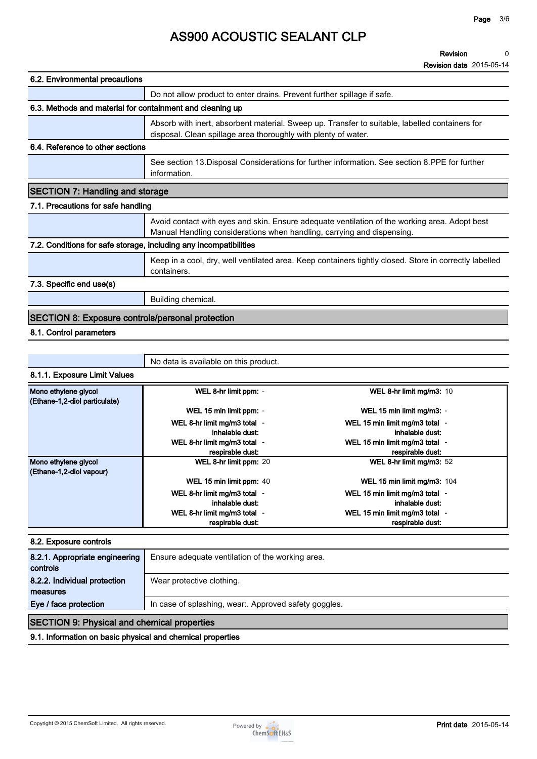### 6.2. Environmental precautions

| | |
|---|---|
| | Do not allow product to enter drains. Prevent further spillage if safe. |

### 6.3. Methods and material for containment and cleaning up

| | |
|---|---|
| | Absorb with inert, absorbent material. Sweep up. Transfer to suitable, labelled containers for disposal. Clean spillage area thoroughly with plenty of water. |

### 6.4. Reference to other sections

| | |
|---|---|
| | See section 13.Disposal Considerations for further information. See section 8.PPE for further information. |

## SECTION 7: Handling and storage

### 7.1. Precautions for safe handling

| | |
|---|---|
| | Avoid contact with eyes and skin. Ensure adequate ventilation of the working area. Adopt best Manual Handling considerations when handling, carrying and dispensing. |

### 7.2. Conditions for safe storage, including any incompatibilities

| | |
|---|---|
| | Keep in a cool, dry, well ventilated area. Keep containers tightly closed. Store in correctly labelled containers. |

### 7.3. Specific end use(s)

| | |
|---|---|
| | Building chemical. |

## SECTION 8: Exposure controls/personal protection

### 8.1. Control parameters

| | |
|---|---|
| | No data is available on this product. |

### 8.1.1. Exposure Limit Values

| Substance | | |
|---|---|---|
| Mono ethylene glycol (Ethane-1,2-diol particulate) | **WEL 8-hr limit ppm:** - | **WEL 8-hr limit mg/m3:** 10 |
| | **WEL 15 min limit ppm:** - | **WEL 15 min limit mg/m3:** - |
| | **WEL 8-hr limit mg/m3 total inhalable dust:** - | **WEL 15 min limit mg/m3 total inhalable dust:** - |
| | **WEL 8-hr limit mg/m3 total respirable dust:** - | **WEL 15 min limit mg/m3 total respirable dust:** - |
| Mono ethylene glycol (Ethane-1,2-diol vapour) | **WEL 8-hr limit ppm:** 20 | **WEL 8-hr limit mg/m3:** 52 |
| | **WEL 15 min limit ppm:** 40 | **WEL 15 min limit mg/m3:** 104 |
| | **WEL 8-hr limit mg/m3 total inhalable dust:** - | **WEL 15 min limit mg/m3 total inhalable dust:** - |
| | **WEL 8-hr limit mg/m3 total respirable dust:** - | **WEL 15 min limit mg/m3 total respirable dust:** - |

### 8.2. Exposure controls

| | |
|---|---|
| **8.2.1. Appropriate engineering controls** | Ensure adequate ventilation of the working area. |
| **8.2.2. Individual protection measures** | Wear protective clothing. |
| **Eye / face protection** | In case of splashing, wear:. Approved safety goggles. |

## SECTION 9: Physical and chemical properties

### 9.1. Information on basic physical and chemical properties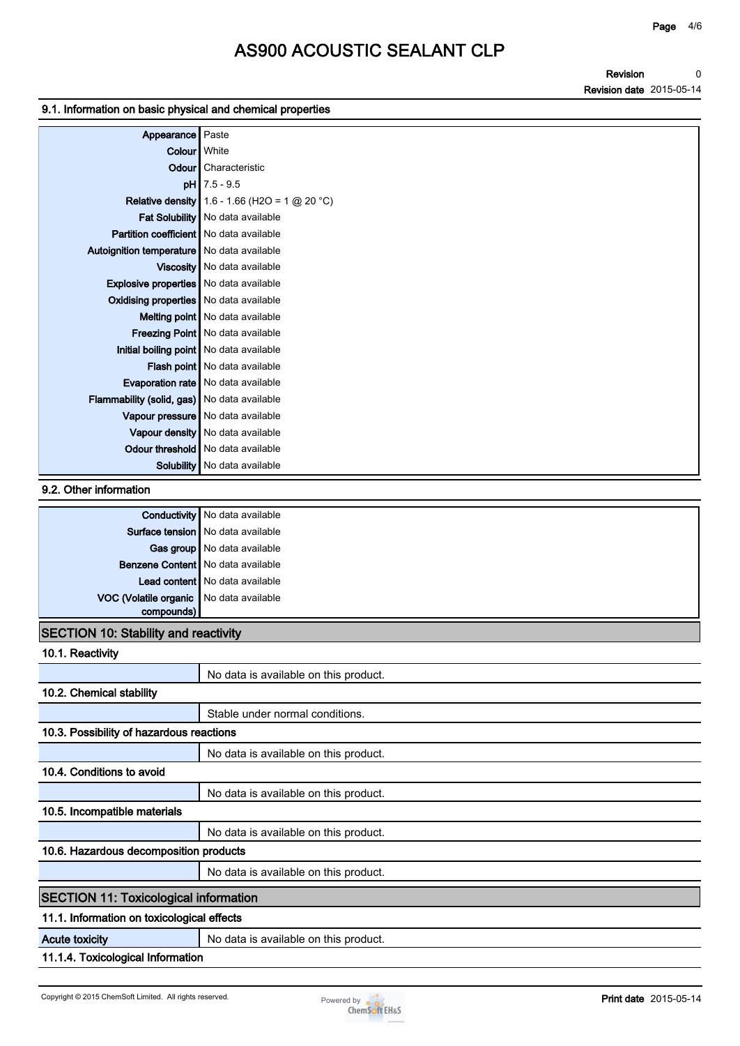### 9.1. Information on basic physical and chemical properties

| | |
|---|---|
| **Appearance** | Paste |
| **Colour** | White |
| **Odour** | Characteristic |
| **pH** | 7.5 - 9.5 |
| **Relative density** | 1.6 - 1.66 ($H_2O$ = 1 @ 20 °C) |
| **Fat Solubility** | No data available |
| **Partition coefficient** | No data available |
| **Autoignition temperature** | No data available |
| **Viscosity** | No data available |
| **Explosive properties** | No data available |
| **Oxidising properties** | No data available |
| **Melting point** | No data available |
| **Freezing Point** | No data available |
| **Initial boiling point** | No data available |
| **Flash point** | No data available |
| **Evaporation rate** | No data available |
| **Flammability (solid, gas)** | No data available |
| **Vapour pressure** | No data available |
| **Vapour density** | No data available |
| **Odour threshold** | No data available |
| **Solubility** | No data available |

### 9.2. Other information

| | |
|---|---|
| **Conductivity** | No data available |
| **Surface tension** | No data available |
| **Gas group** | No data available |
| **Benzene Content** | No data available |
| **Lead content** | No data available |
| **VOC (Volatile organic compounds)** | No data available |

## SECTION 10: Stability and reactivity

### 10.1. Reactivity

No data is available on this product.

### 10.2. Chemical stability

Stable under normal conditions.

### 10.3. Possibility of hazardous reactions

No data is available on this product.

### 10.4. Conditions to avoid

No data is available on this product.

### 10.5. Incompatible materials

No data is available on this product.

### 10.6. Hazardous decomposition products

No data is available on this product.

## SECTION 11: Toxicological information

### 11.1. Information on toxicological effects

| | |
|---|---|
| **Acute toxicity** | No data is available on this product. |

### 11.1.4. Toxicological Information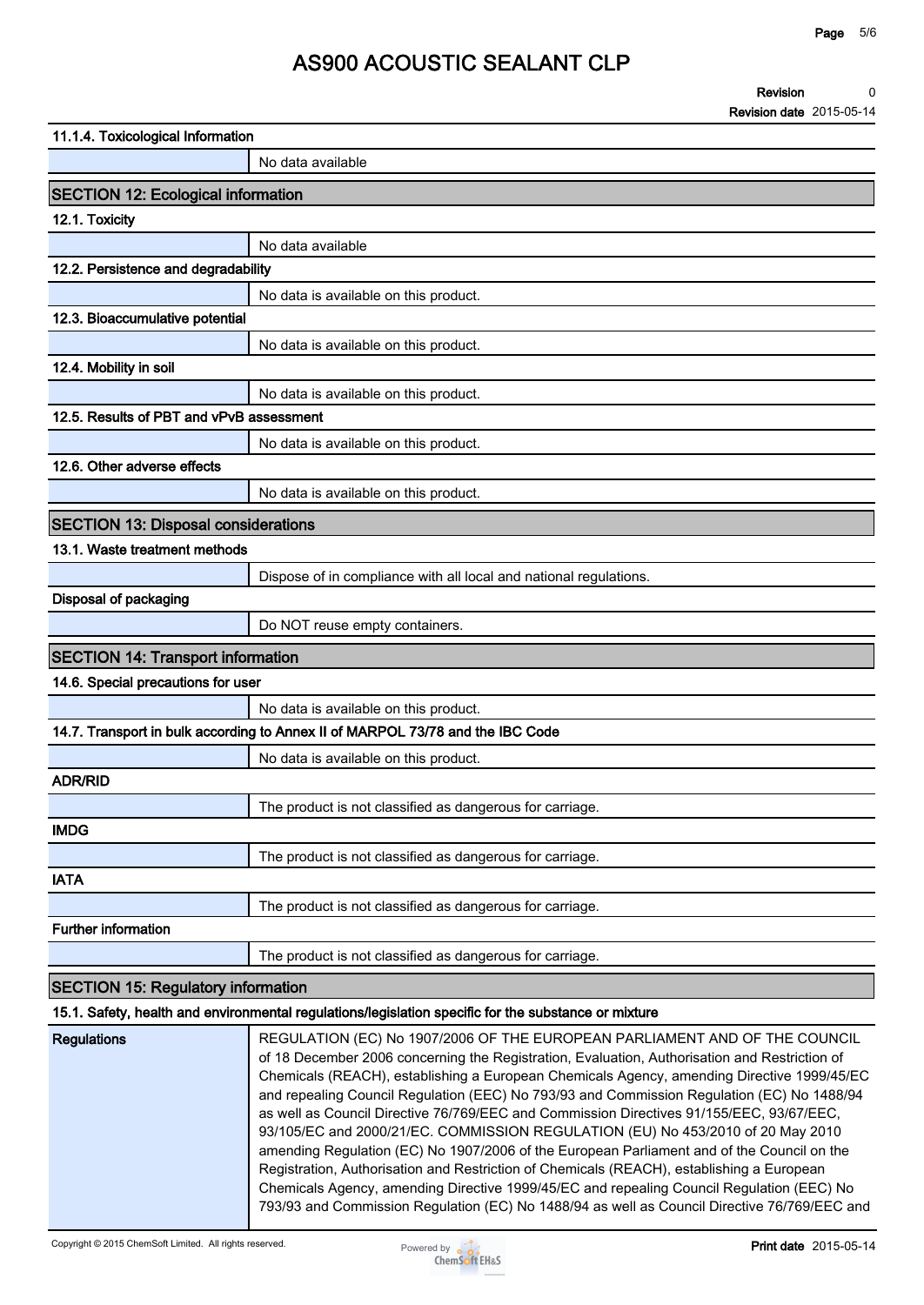### 11.1.4. Toxicological Information

No data available

## SECTION 12: Ecological information

### 12.1. Toxicity

No data available

### 12.2. Persistence and degradability

No data is available on this product.

### 12.3. Bioaccumulative potential

No data is available on this product.

### 12.4. Mobility in soil

No data is available on this product.

### 12.5. Results of PBT and vPvB assessment

No data is available on this product.

### 12.6. Other adverse effects

No data is available on this product.

## SECTION 13: Disposal considerations

### 13.1. Waste treatment methods

Dispose of in compliance with all local and national regulations.

**Disposal of packaging**

Do NOT reuse empty containers.

## SECTION 14: Transport information

### 14.6. Special precautions for user

No data is available on this product.

### 14.7. Transport in bulk according to Annex II of MARPOL 73/78 and the IBC Code

No data is available on this product.

**ADR/RID**

The product is not classified as dangerous for carriage.

**IMDG**

The product is not classified as dangerous for carriage.

**IATA**

The product is not classified as dangerous for carriage.

**Further information**

The product is not classified as dangerous for carriage.

## SECTION 15: Regulatory information

### 15.1. Safety, health and environmental regulations/legislation specific for the substance or mixture

| Regulations | REGULATION (EC) No 1907/2006 OF THE EUROPEAN PARLIAMENT AND OF THE COUNCIL of 18 December 2006 concerning the Registration, Evaluation, Authorisation and Restriction of Chemicals (REACH), establishing a European Chemicals Agency, amending Directive 1999/45/EC and repealing Council Regulation (EEC) No 793/93 and Commission Regulation (EC) No 1488/94 as well as Council Directive 76/769/EEC and Commission Directives 91/155/EEC, 93/67/EEC, 93/105/EC and 2000/21/EC. COMMISSION REGULATION (EU) No 453/2010 of 20 May 2010 amending Regulation (EC) No 1907/2006 of the European Parliament and of the Council on the Registration, Authorisation and Restriction of Chemicals (REACH), establishing a European Chemicals Agency, amending Directive 1999/45/EC and repealing Council Regulation (EEC) No 793/93 and Commission Regulation (EC) No 1488/94 as well as Council Directive 76/769/EEC and |
|---|---|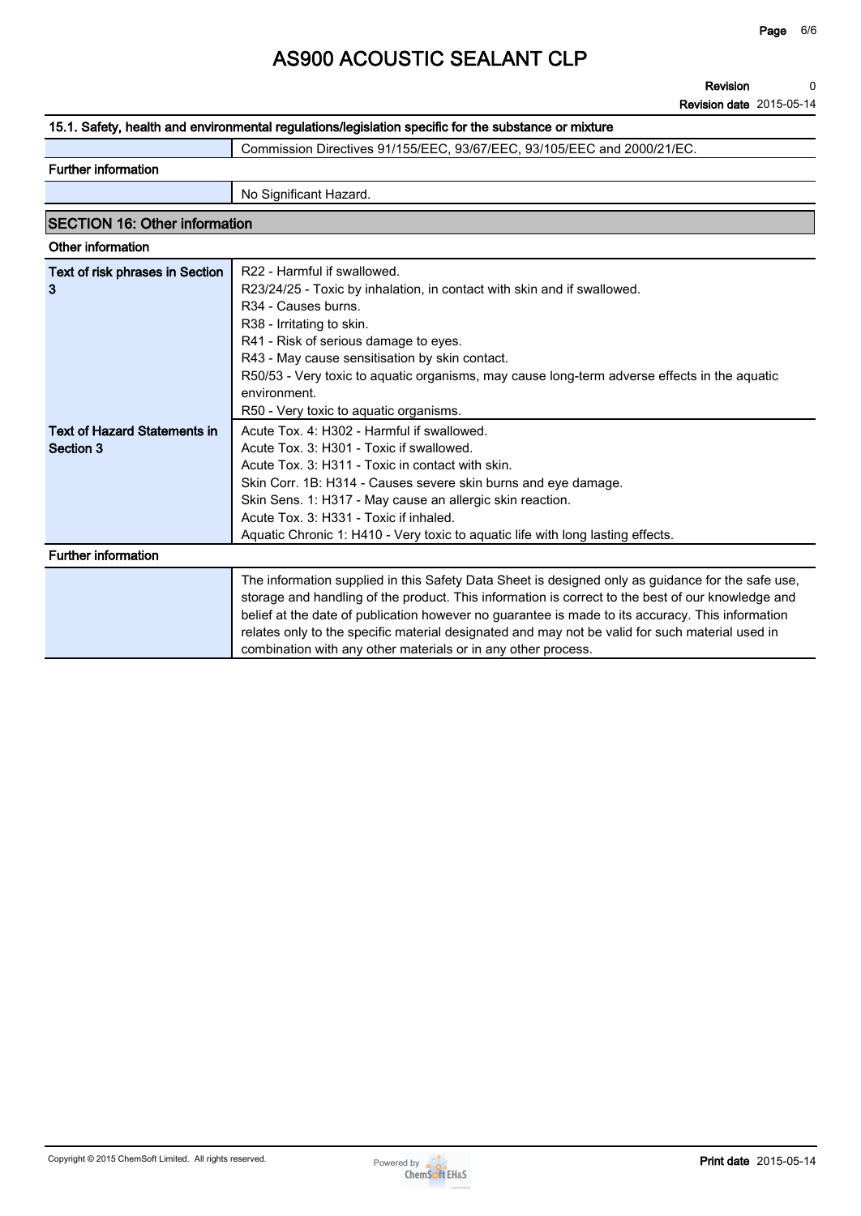### 15.1. Safety, health and environmental regulations/legislation specific for the substance or mixture

| | |
|---|---|
| | Commission Directives 91/155/EEC, 93/67/EEC, 93/105/EEC and 2000/21/EC. |

**Further information**

| | |
|---|---|
| | No Significant Hazard. |

## SECTION 16: Other information

**Other information**

| | |
|---|---|
| **Text of risk phrases in Section 3** | R22 - Harmful if swallowed.<br>R23/24/25 - Toxic by inhalation, in contact with skin and if swallowed.<br>R34 - Causes burns.<br>R38 - Irritating to skin.<br>R41 - Risk of serious damage to eyes.<br>R43 - May cause sensitisation by skin contact.<br>R50/53 - Very toxic to aquatic organisms, may cause long-term adverse effects in the aquatic environment.<br>R50 - Very toxic to aquatic organisms. |
| **Text of Hazard Statements in Section 3** | Acute Tox. 4: H302 - Harmful if swallowed.<br>Acute Tox. 3: H301 - Toxic if swallowed.<br>Acute Tox. 3: H311 - Toxic in contact with skin.<br>Skin Corr. 1B: H314 - Causes severe skin burns and eye damage.<br>Skin Sens. 1: H317 - May cause an allergic skin reaction.<br>Acute Tox. 3: H331 - Toxic if inhaled.<br>Aquatic Chronic 1: H410 - Very toxic to aquatic life with long lasting effects. |

**Further information**

| | |
|---|---|
| | The information supplied in this Safety Data Sheet is designed only as guidance for the safe use, storage and handling of the product. This information is correct to the best of our knowledge and belief at the date of publication however no guarantee is made to its accuracy. This information relates only to the specific material designated and may not be valid for such material used in combination with any other materials or in any other process. |